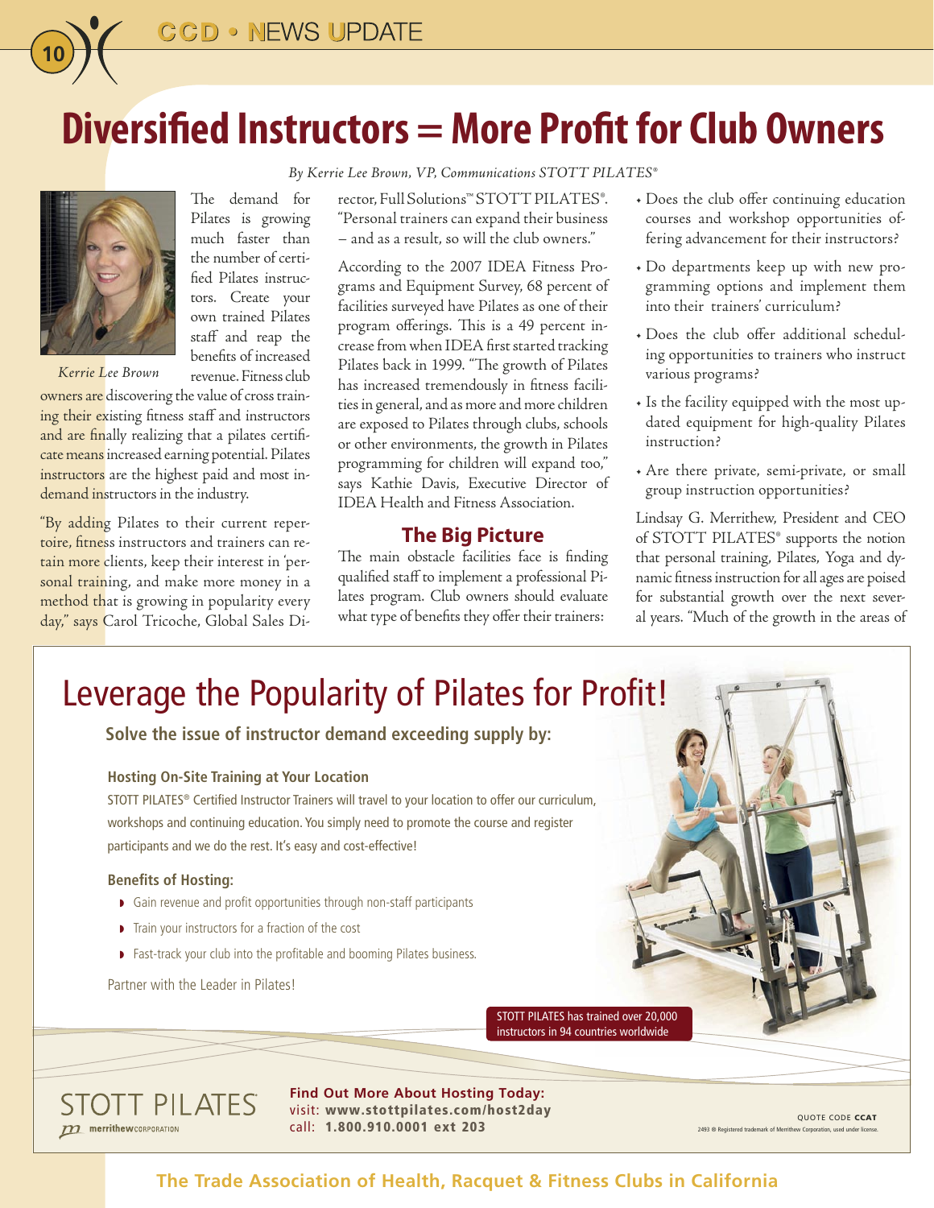# Diversified Instructors = More Profit for Club Owners

*By Kerrie Lee Brown, VP, Communications STOTT PILATES®*

*Kerrie Lee Brown*

The demand for Pilates is growing much faster than the number of certified Pilates instructors. Create your own trained Pilates staff and reap the benefits of increased revenue. Fitness club owners are discovering the value of cross training their existing fitness staff and instructors and are finally realizing that a pilates certificate means increased earning potential. Pilates instructors are the highest paid and most in-demand instructors in the industry.

"By adding Pilates to their current repertoire, fitness instructors and trainers can retain more clients, keep their interest in 'personal training, and make more money in a method that is growing in popularity every day," says Carol Tricoche, Global Sales Director, Full Solutions™ STOTT PILATES®. "Personal trainers can expand their business – and as a result, so will the club owners."

According to the 2007 IDEA Fitness Programs and Equipment Survey, 68 percent of facilities surveyed have Pilates as one of their program offerings. This is a 49 percent increase from when IDEA first started tracking Pilates back in 1999. "The growth of Pilates has increased tremendously in fitness facilities in general, and as more and more children are exposed to Pilates through clubs, schools or other environments, the growth in Pilates programming for children will expand too," says Kathie Davis, Executive Director of IDEA Health and Fitness Association.

## The Big Picture

The main obstacle facilities face is finding qualified staff to implement a professional Pilates program. Club owners should evaluate what type of benefits they offer their trainers:

- Does the club offer continuing education courses and workshop opportunities offering advancement for their instructors?
- Do departments keep up with new programming options and implement them into their trainers' curriculum?
- Does the club offer additional scheduling opportunities to trainers who instruct various programs?
- Is the facility equipped with the most updated equipment for high-quality Pilates instruction?
- Are there private, semi-private, or small group instruction opportunities?

Lindsay G. Merrithew, President and CEO of STOTT PILATES® supports the notion that personal training, Pilates, Yoga and dynamic fitness instruction for all ages are poised for substantial growth over the next several years. "Much of the growth in the areas of

---

# Leverage the Popularity of Pilates for Profit!

**Solve the issue of instructor demand exceeding supply by:**

### Hosting On-Site Training at Your Location

STOTT PILATES® Certified Instructor Trainers will travel to your location to offer our curriculum, workshops and continuing education. You simply need to promote the course and register participants and we do the rest. It's easy and cost-effective!

### Benefits of Hosting:

- Gain revenue and profit opportunities through non-staff participants
- Train your instructors for a fraction of the cost
- Fast-track your club into the profitable and booming Pilates business.

Partner with the Leader in Pilates!

STOTT PILATES has trained over 20,000 instructors in 94 countries worldwide

STOTT PILATES®
merrithew CORPORATION

**Find Out More About Hosting Today:**
visit: **www.stottpilates.com/host2day**
call: **1.800.910.0001 ext 203**

QUOTE CODE **CCAT**

2493 ® Registered trademark of Merrithew Corporation, used under license.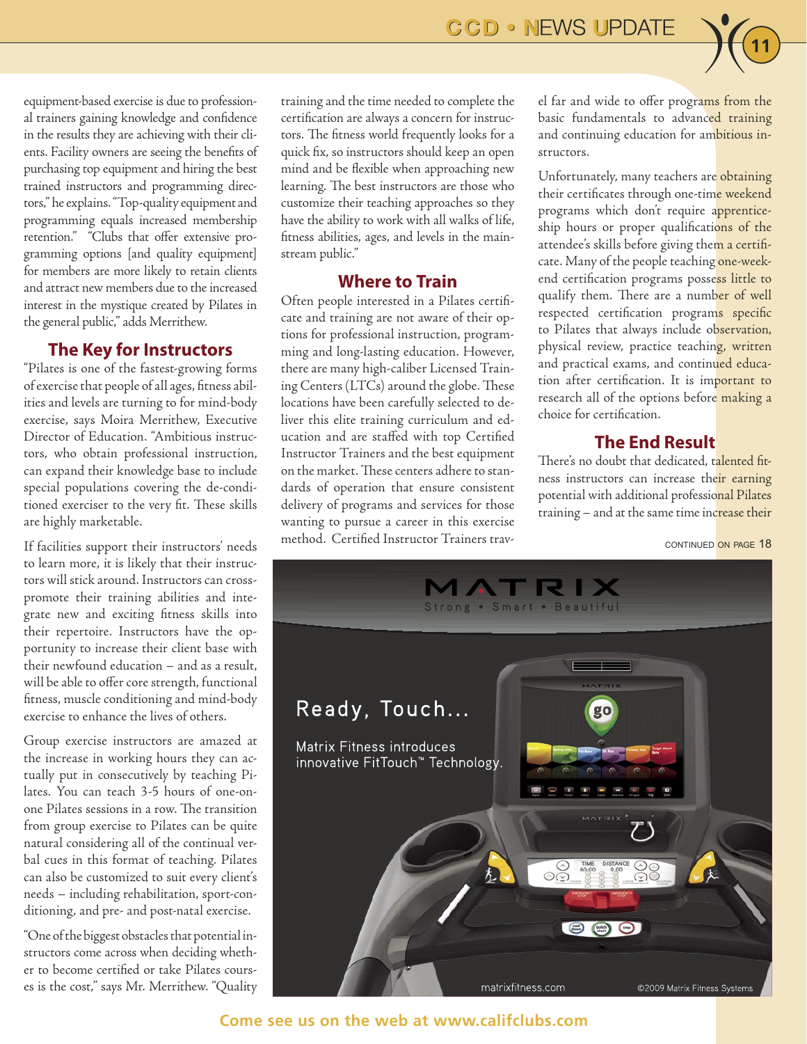equipment-based exercise is due to professional trainers gaining knowledge and confidence in the results they are achieving with their clients. Facility owners are seeing the benefits of purchasing top equipment and hiring the best trained instructors and programming directors," he explains. "Top-quality equipment and programming equals increased membership retention." "Clubs that offer extensive programming options [and quality equipment] for members are more likely to retain clients and attract new members due to the increased interest in the mystique created by Pilates in the general public," adds Merrithew.

## The Key for Instructors

"Pilates is one of the fastest-growing forms of exercise that people of all ages, fitness abilities and levels are turning to for mind-body exercise, says Moira Merrithew, Executive Director of Education. "Ambitious instructors, who obtain professional instruction, can expand their knowledge base to include special populations covering the de-conditioned exerciser to the very fit. These skills are highly marketable.

If facilities support their instructors' needs to learn more, it is likely that their instructors will stick around. Instructors can cross-promote their training abilities and integrate new and exciting fitness skills into their repertoire. Instructors have the opportunity to increase their client base with their newfound education – and as a result, will be able to offer core strength, functional fitness, muscle conditioning and mind-body exercise to enhance the lives of others.

Group exercise instructors are amazed at the increase in working hours they can actually put in consecutively by teaching Pilates. You can teach 3-5 hours of one-on-one Pilates sessions in a row. The transition from group exercise to Pilates can be quite natural considering all of the continual verbal cues in this format of teaching. Pilates can also be customized to suit every client's needs – including rehabilitation, sport-conditioning, and pre- and post-natal exercise.

"One of the biggest obstacles that potential instructors come across when deciding whether to become certified or take Pilates courses is the cost," says Mr. Merrithew. "Quality training and the time needed to complete the certification are always a concern for instructors. The fitness world frequently looks for a quick fix, so instructors should keep an open mind and be flexible when approaching new learning. The best instructors are those who customize their teaching approaches so they have the ability to work with all walks of life, fitness abilities, ages, and levels in the mainstream public."

## Where to Train

Often people interested in a Pilates certificate and training are not aware of their options for professional instruction, programming and long-lasting education. However, there are many high-caliber Licensed Training Centers (LTCs) around the globe. These locations have been carefully selected to deliver this elite training curriculum and education and are staffed with top Certified Instructor Trainers and the best equipment on the market. These centers adhere to standards of operation that ensure consistent delivery of programs and services for those wanting to pursue a career in this exercise method. Certified Instructor Trainers travel far and wide to offer programs from the basic fundamentals to advanced training and continuing education for ambitious instructors.

Unfortunately, many teachers are obtaining their certificates through one-time weekend programs which don't require apprenticeship hours or proper qualifications of the attendee's skills before giving them a certificate. Many of the people teaching one-weekend certification programs possess little to qualify them. There are a number of well respected certification programs specific to Pilates that always include observation, physical review, practice teaching, written and practical exams, and continued education after certification. It is important to research all of the options before making a choice for certification.

## The End Result

There's no doubt that dedicated, talented fitness instructors can increase their earning potential with additional professional Pilates training – and at the same time increase their

CONTINUED ON PAGE 18

MATRIX
Strong • Smart • Beautiful

Ready, Touch...

Matrix Fitness introduces innovative FitTouch™ Technology.

matrixfitness.com ©2009 Matrix Fitness Systems

Come see us on the web at www.califclubs.com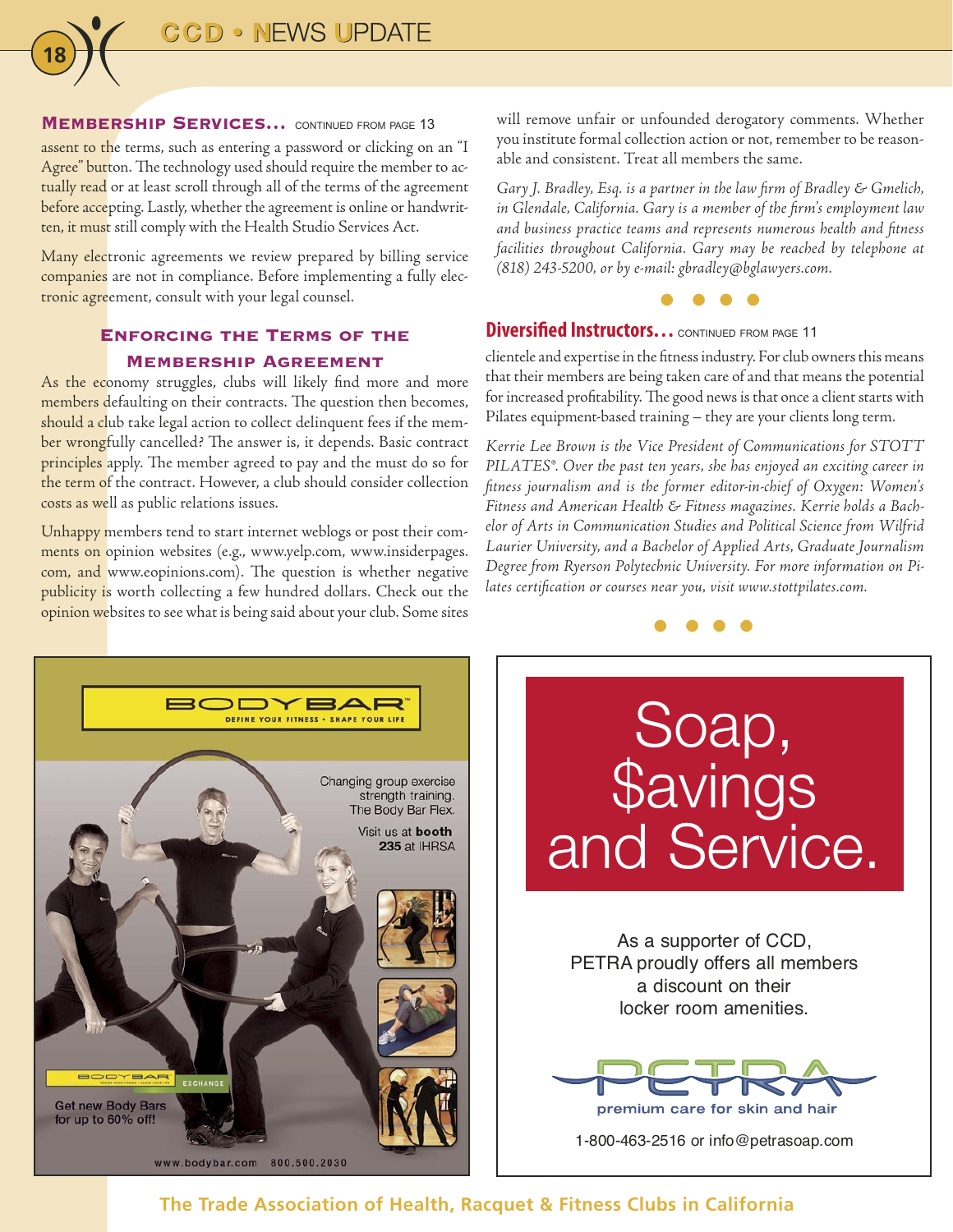## Membership Services… continued from page 13

assent to the terms, such as entering a password or clicking on an "I Agree" button. The technology used should require the member to actually read or at least scroll through all of the terms of the agreement before accepting. Lastly, whether the agreement is online or handwritten, it must still comply with the Health Studio Services Act.

Many electronic agreements we review prepared by billing service companies are not in compliance. Before implementing a fully electronic agreement, consult with your legal counsel.

### Enforcing the Terms of the Membership Agreement

As the economy struggles, clubs will likely find more and more members defaulting on their contracts. The question then becomes, should a club take legal action to collect delinquent fees if the member wrongfully cancelled? The answer is, it depends. Basic contract principles apply. The member agreed to pay and the must do so for the term of the contract. However, a club should consider collection costs as well as public relations issues.

Unhappy members tend to start internet weblogs or post their comments on opinion websites (e.g., www.yelp.com, www.insiderpages.com, and www.eopinions.com). The question is whether negative publicity is worth collecting a few hundred dollars. Check out the opinion websites to see what is being said about your club. Some sites will remove unfair or unfounded derogatory comments. Whether you institute formal collection action or not, remember to be reasonable and consistent. Treat all members the same.

*Gary J. Bradley, Esq. is a partner in the law firm of Bradley & Gmelich, in Glendale, California. Gary is a member of the firm's employment law and business practice teams and represents numerous health and fitness facilities throughout California. Gary may be reached by telephone at (818) 243-5200, or by e-mail: gbradley@bglawyers.com.*

● ● ● ●

## Diversified Instructors… continued from page 11

clientele and expertise in the fitness industry. For club owners this means that their members are being taken care of and that means the potential for increased profitability. The good news is that once a client starts with Pilates equipment-based training – they are your clients long term.

*Kerrie Lee Brown is the Vice President of Communications for STOTT PILATES®. Over the past ten years, she has enjoyed an exciting career in fitness journalism and is the former editor-in-chief of Oxygen: Women's Fitness and American Health & Fitness magazines. Kerrie holds a Bachelor of Arts in Communication Studies and Political Science from Wilfrid Laurier University, and a Bachelor of Applied Arts, Graduate Journalism Degree from Ryerson Polytechnic University. For more information on Pilates certification or courses near you, visit www.stottpilates.com.*

● ● ● ●

BODYBAR
DEFINE YOUR FITNESS • SHAPE YOUR LIFE

Changing group exercise strength training. The Body Bar Flex.

Visit us at **booth 235** at IHRSA

BODYBAR EXCHANGE

Get new Body Bars for up to 60% off!

www.bodybar.com 800.500.2030

Soap, $avings and Service.

As a supporter of CCD, PETRA proudly offers all members a discount on their locker room amenities.

PETRA
premium care for skin and hair

1-800-463-2516 or info@petrasoap.com